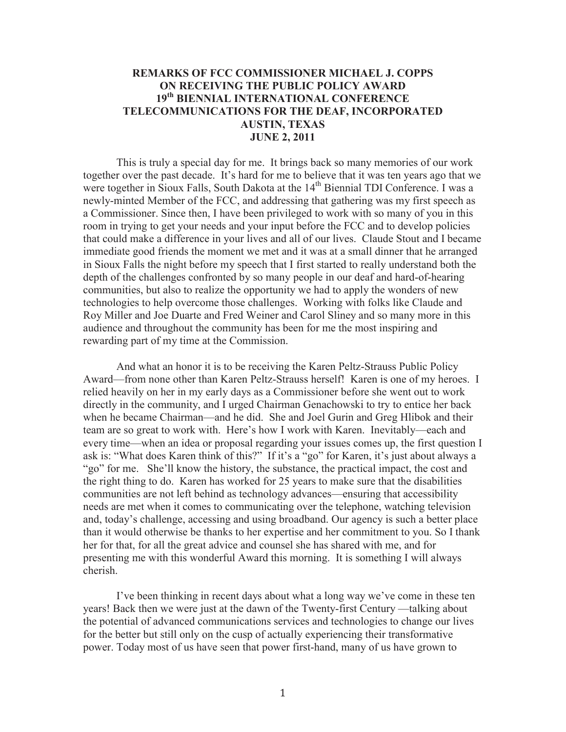# REMARKS OF FCC COMMISSIONER MICHAEL J. COPPS ON RECEIVING THE PUBLIC POLICY AWARD 19th BIENNIAL INTERNATIONAL CONFERENCE TELECOMMUNICATIONS FOR THE DEAF, INCORPORATED AUSTIN, TEXAS JUNE 2, 2011

This is truly a special day for me. It brings back so many memories of our work together over the past decade. It's hard for me to believe that it was ten years ago that we were together in Sioux Falls, South Dakota at the 14th Biennial TDI Conference. I was a newly-minted Member of the FCC, and addressing that gathering was my first speech as a Commissioner. Since then, I have been privileged to work with so many of you in this room in trying to get your needs and your input before the FCC and to develop policies that could make a difference in your lives and all of our lives. Claude Stout and I became immediate good friends the moment we met and it was at a small dinner that he arranged in Sioux Falls the night before my speech that I first started to really understand both the depth of the challenges confronted by so many people in our deaf and hard-of-hearing communities, but also to realize the opportunity we had to apply the wonders of new technologies to help overcome those challenges. Working with folks like Claude and Roy Miller and Joe Duarte and Fred Weiner and Carol Sliney and so many more in this audience and throughout the community has been for me the most inspiring and rewarding part of my time at the Commission.

And what an honor it is to be receiving the Karen Peltz-Strauss Public Policy Award—from none other than Karen Peltz-Strauss herself! Karen is one of my heroes. I relied heavily on her in my early days as a Commissioner before she went out to work directly in the community, and I urged Chairman Genachowski to try to entice her back when he became Chairman—and he did. She and Joel Gurin and Greg Hlibok and their team are so great to work with. Here's how I work with Karen. Inevitably—each and every time—when an idea or proposal regarding your issues comes up, the first question I ask is: "What does Karen think of this?" If it's a "go" for Karen, it's just about always a "go" for me. She'll know the history, the substance, the practical impact, the cost and the right thing to do. Karen has worked for 25 years to make sure that the disabilities communities are not left behind as technology advances—ensuring that accessibility needs are met when it comes to communicating over the telephone, watching television and, today's challenge, accessing and using broadband. Our agency is such a better place than it would otherwise be thanks to her expertise and her commitment to you. So I thank her for that, for all the great advice and counsel she has shared with me, and for presenting me with this wonderful Award this morning. It is something I will always cherish.

I've been thinking in recent days about what a long way we've come in these ten years! Back then we were just at the dawn of the Twenty-first Century —talking about the potential of advanced communications services and technologies to change our lives for the better but still only on the cusp of actually experiencing their transformative power. Today most of us have seen that power first-hand, many of us have grown to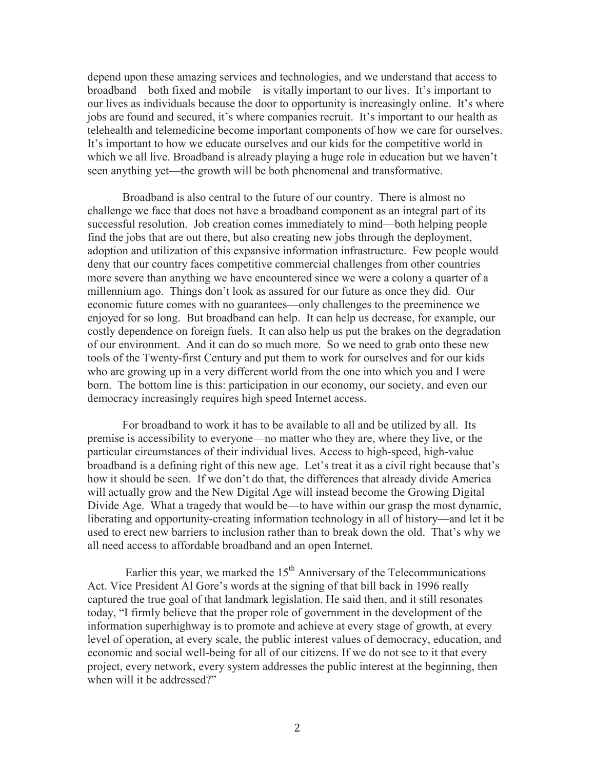depend upon these amazing services and technologies, and we understand that access to broadband—both fixed and mobile—is vitally important to our lives. It's important to our lives as individuals because the door to opportunity is increasingly online. It's where jobs are found and secured, it's where companies recruit. It's important to our health as telehealth and telemedicine become important components of how we care for ourselves. It's important to how we educate ourselves and our kids for the competitive world in which we all live. Broadband is already playing a huge role in education but we haven't seen anything yet—the growth will be both phenomenal and transformative.

Broadband is also central to the future of our country. There is almost no challenge we face that does not have a broadband component as an integral part of its successful resolution. Job creation comes immediately to mind—both helping people find the jobs that are out there, but also creating new jobs through the deployment, adoption and utilization of this expansive information infrastructure. Few people would deny that our country faces competitive commercial challenges from other countries more severe than anything we have encountered since we were a colony a quarter of a millennium ago. Things don't look as assured for our future as once they did. Our economic future comes with no guarantees—only challenges to the preeminence we enjoyed for so long. But broadband can help. It can help us decrease, for example, our costly dependence on foreign fuels. It can also help us put the brakes on the degradation of our environment. And it can do so much more. So we need to grab onto these new tools of the Twenty-first Century and put them to work for ourselves and for our kids who are growing up in a very different world from the one into which you and I were born. The bottom line is this: participation in our economy, our society, and even our democracy increasingly requires high speed Internet access.

For broadband to work it has to be available to all and be utilized by all. Its premise is accessibility to everyone—no matter who they are, where they live, or the particular circumstances of their individual lives. Access to high-speed, high-value broadband is a defining right of this new age. Let's treat it as a civil right because that's how it should be seen. If we don't do that, the differences that already divide America will actually grow and the New Digital Age will instead become the Growing Digital Divide Age. What a tragedy that would be—to have within our grasp the most dynamic, liberating and opportunity-creating information technology in all of history—and let it be used to erect new barriers to inclusion rather than to break down the old. That's why we all need access to affordable broadband and an open Internet.

Earlier this year, we marked the 15th Anniversary of the Telecommunications Act. Vice President Al Gore's words at the signing of that bill back in 1996 really captured the true goal of that landmark legislation. He said then, and it still resonates today, "I firmly believe that the proper role of government in the development of the information superhighway is to promote and achieve at every stage of growth, at every level of operation, at every scale, the public interest values of democracy, education, and economic and social well-being for all of our citizens. If we do not see to it that every project, every network, every system addresses the public interest at the beginning, then when will it be addressed?"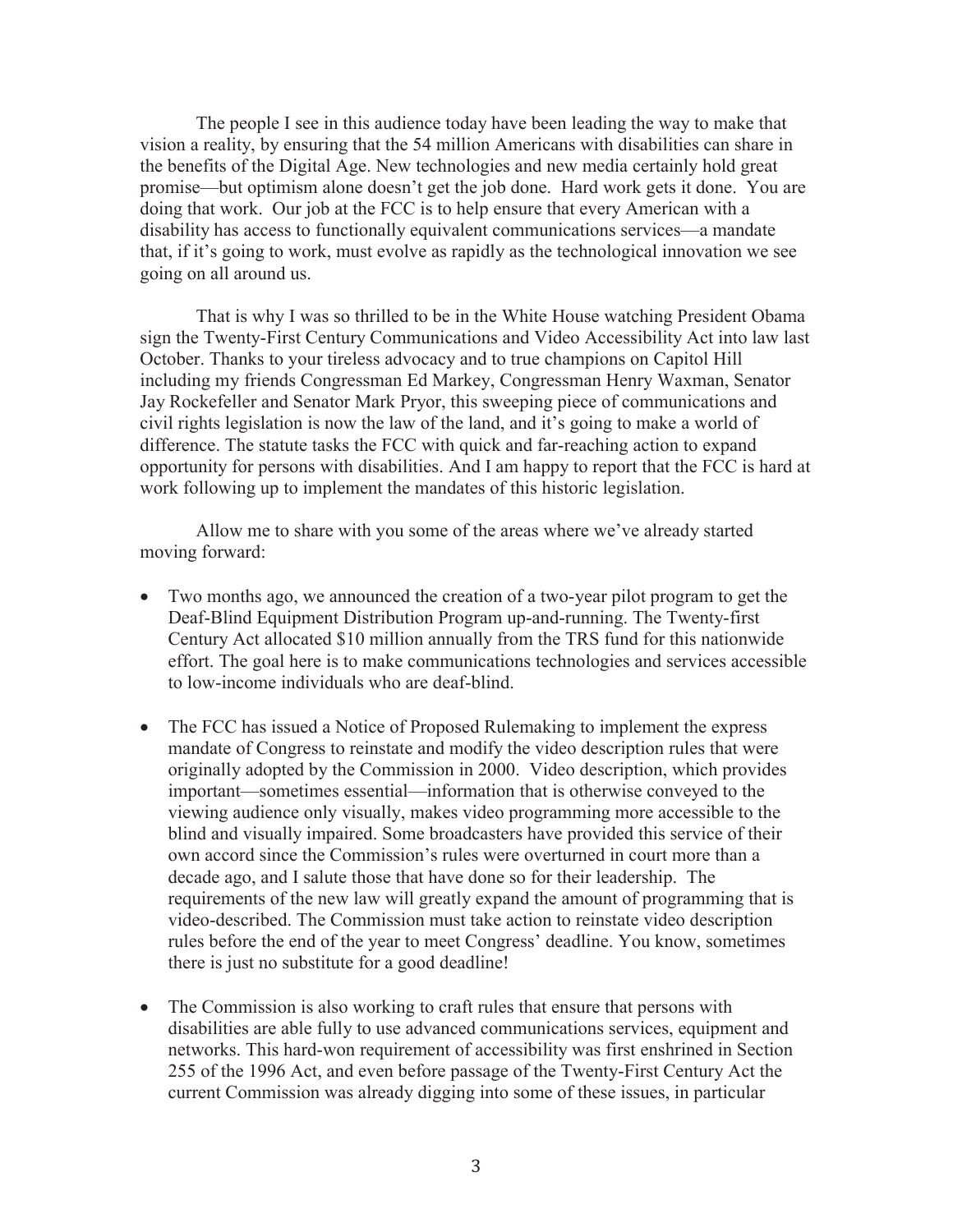The people I see in this audience today have been leading the way to make that vision a reality, by ensuring that the 54 million Americans with disabilities can share in the benefits of the Digital Age. New technologies and new media certainly hold great promise—but optimism alone doesn't get the job done. Hard work gets it done. You are doing that work. Our job at the FCC is to help ensure that every American with a disability has access to functionally equivalent communications services—a mandate that, if it's going to work, must evolve as rapidly as the technological innovation we see going on all around us.

That is why I was so thrilled to be in the White House watching President Obama sign the Twenty-First Century Communications and Video Accessibility Act into law last October. Thanks to your tireless advocacy and to true champions on Capitol Hill including my friends Congressman Ed Markey, Congressman Henry Waxman, Senator Jay Rockefeller and Senator Mark Pryor, this sweeping piece of communications and civil rights legislation is now the law of the land, and it's going to make a world of difference. The statute tasks the FCC with quick and far-reaching action to expand opportunity for persons with disabilities. And I am happy to report that the FCC is hard at work following up to implement the mandates of this historic legislation.

Allow me to share with you some of the areas where we've already started moving forward:

- Two months ago, we announced the creation of a two-year pilot program to get the Deaf-Blind Equipment Distribution Program up-and-running. The Twenty-first Century Act allocated $10 million annually from the TRS fund for this nationwide effort. The goal here is to make communications technologies and services accessible to low-income individuals who are deaf-blind.

- The FCC has issued a Notice of Proposed Rulemaking to implement the express mandate of Congress to reinstate and modify the video description rules that were originally adopted by the Commission in 2000. Video description, which provides important—sometimes essential—information that is otherwise conveyed to the viewing audience only visually, makes video programming more accessible to the blind and visually impaired. Some broadcasters have provided this service of their own accord since the Commission's rules were overturned in court more than a decade ago, and I salute those that have done so for their leadership. The requirements of the new law will greatly expand the amount of programming that is video-described. The Commission must take action to reinstate video description rules before the end of the year to meet Congress' deadline. You know, sometimes there is just no substitute for a good deadline!

- The Commission is also working to craft rules that ensure that persons with disabilities are able fully to use advanced communications services, equipment and networks. This hard-won requirement of accessibility was first enshrined in Section 255 of the 1996 Act, and even before passage of the Twenty-First Century Act the current Commission was already digging into some of these issues, in particular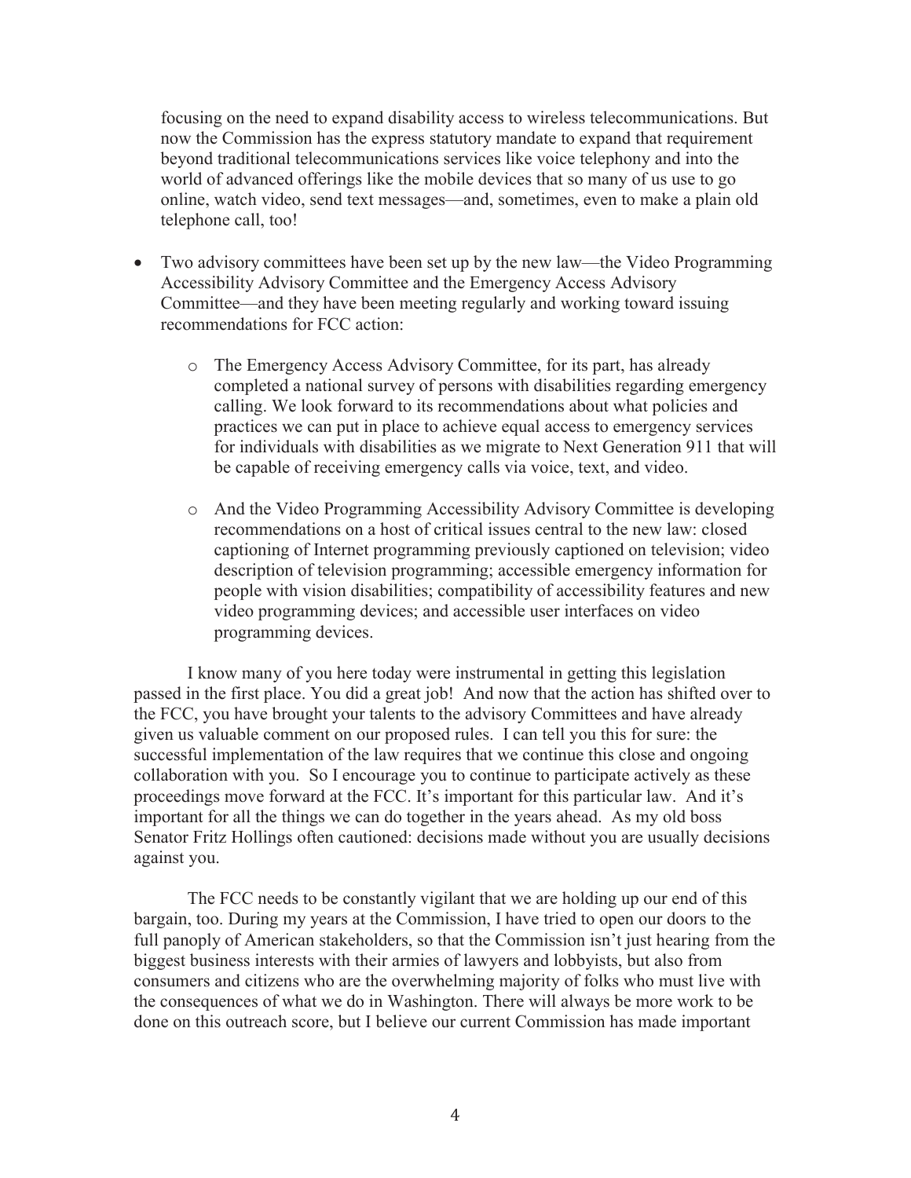focusing on the need to expand disability access to wireless telecommunications. But now the Commission has the express statutory mandate to expand that requirement beyond traditional telecommunications services like voice telephony and into the world of advanced offerings like the mobile devices that so many of us use to go online, watch video, send text messages—and, sometimes, even to make a plain old telephone call, too!

- Two advisory committees have been set up by the new law—the Video Programming Accessibility Advisory Committee and the Emergency Access Advisory Committee—and they have been meeting regularly and working toward issuing recommendations for FCC action:
  - The Emergency Access Advisory Committee, for its part, has already completed a national survey of persons with disabilities regarding emergency calling. We look forward to its recommendations about what policies and practices we can put in place to achieve equal access to emergency services for individuals with disabilities as we migrate to Next Generation 911 that will be capable of receiving emergency calls via voice, text, and video.
  - And the Video Programming Accessibility Advisory Committee is developing recommendations on a host of critical issues central to the new law: closed captioning of Internet programming previously captioned on television; video description of television programming; accessible emergency information for people with vision disabilities; compatibility of accessibility features and new video programming devices; and accessible user interfaces on video programming devices.

I know many of you here today were instrumental in getting this legislation passed in the first place. You did a great job! And now that the action has shifted over to the FCC, you have brought your talents to the advisory Committees and have already given us valuable comment on our proposed rules. I can tell you this for sure: the successful implementation of the law requires that we continue this close and ongoing collaboration with you. So I encourage you to continue to participate actively as these proceedings move forward at the FCC. It's important for this particular law. And it's important for all the things we can do together in the years ahead. As my old boss Senator Fritz Hollings often cautioned: decisions made without you are usually decisions against you.

The FCC needs to be constantly vigilant that we are holding up our end of this bargain, too. During my years at the Commission, I have tried to open our doors to the full panoply of American stakeholders, so that the Commission isn't just hearing from the biggest business interests with their armies of lawyers and lobbyists, but also from consumers and citizens who are the overwhelming majority of folks who must live with the consequences of what we do in Washington. There will always be more work to be done on this outreach score, but I believe our current Commission has made important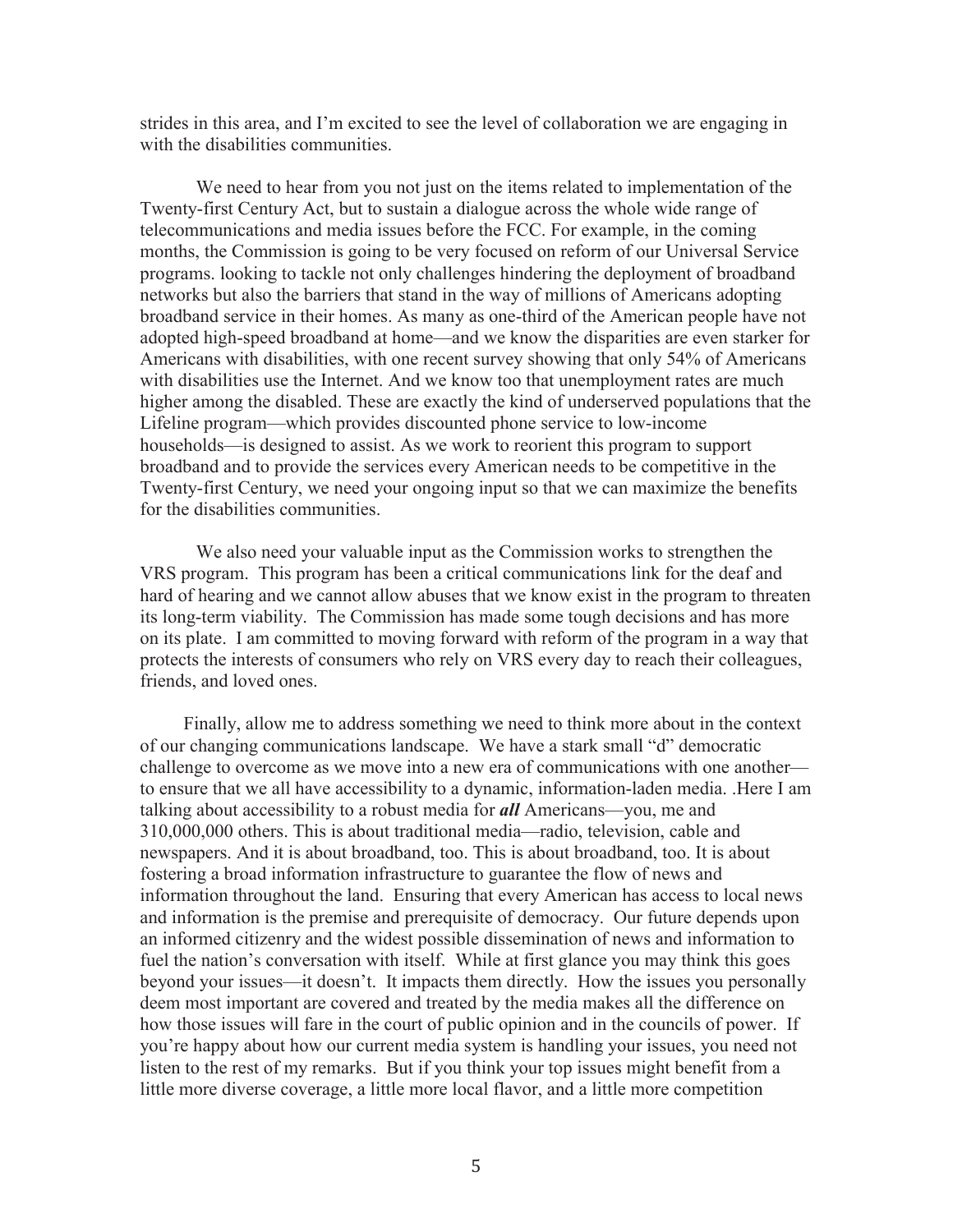strides in this area, and I'm excited to see the level of collaboration we are engaging in with the disabilities communities.

We need to hear from you not just on the items related to implementation of the Twenty-first Century Act, but to sustain a dialogue across the whole wide range of telecommunications and media issues before the FCC. For example, in the coming months, the Commission is going to be very focused on reform of our Universal Service programs. looking to tackle not only challenges hindering the deployment of broadband networks but also the barriers that stand in the way of millions of Americans adopting broadband service in their homes. As many as one-third of the American people have not adopted high-speed broadband at home—and we know the disparities are even starker for Americans with disabilities, with one recent survey showing that only 54% of Americans with disabilities use the Internet. And we know too that unemployment rates are much higher among the disabled. These are exactly the kind of underserved populations that the Lifeline program—which provides discounted phone service to low-income households—is designed to assist. As we work to reorient this program to support broadband and to provide the services every American needs to be competitive in the Twenty-first Century, we need your ongoing input so that we can maximize the benefits for the disabilities communities.

We also need your valuable input as the Commission works to strengthen the VRS program. This program has been a critical communications link for the deaf and hard of hearing and we cannot allow abuses that we know exist in the program to threaten its long-term viability. The Commission has made some tough decisions and has more on its plate. I am committed to moving forward with reform of the program in a way that protects the interests of consumers who rely on VRS every day to reach their colleagues, friends, and loved ones.

Finally, allow me to address something we need to think more about in the context of our changing communications landscape. We have a stark small "d" democratic challenge to overcome as we move into a new era of communications with one another—to ensure that we all have accessibility to a dynamic, information-laden media. .Here I am talking about accessibility to a robust media for ***all*** Americans—you, me and 310,000,000 others. This is about traditional media—radio, television, cable and newspapers. And it is about broadband, too. This is about broadband, too. It is about fostering a broad information infrastructure to guarantee the flow of news and information throughout the land. Ensuring that every American has access to local news and information is the premise and prerequisite of democracy. Our future depends upon an informed citizenry and the widest possible dissemination of news and information to fuel the nation's conversation with itself. While at first glance you may think this goes beyond your issues—it doesn't. It impacts them directly. How the issues you personally deem most important are covered and treated by the media makes all the difference on how those issues will fare in the court of public opinion and in the councils of power. If you're happy about how our current media system is handling your issues, you need not listen to the rest of my remarks. But if you think your top issues might benefit from a little more diverse coverage, a little more local flavor, and a little more competition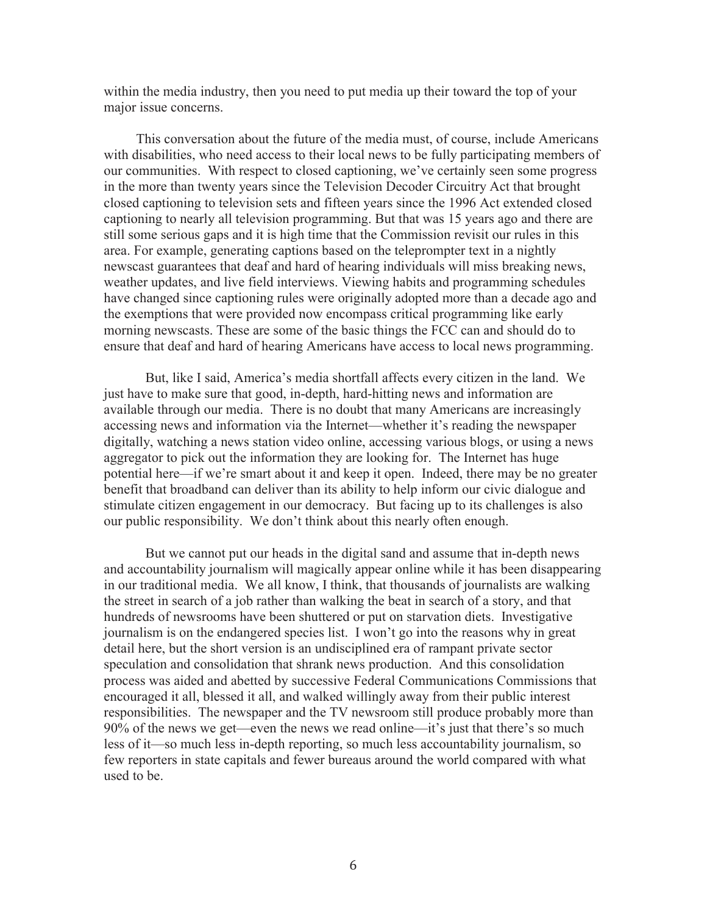within the media industry, then you need to put media up their toward the top of your major issue concerns.

This conversation about the future of the media must, of course, include Americans with disabilities, who need access to their local news to be fully participating members of our communities. With respect to closed captioning, we've certainly seen some progress in the more than twenty years since the Television Decoder Circuitry Act that brought closed captioning to television sets and fifteen years since the 1996 Act extended closed captioning to nearly all television programming. But that was 15 years ago and there are still some serious gaps and it is high time that the Commission revisit our rules in this area. For example, generating captions based on the teleprompter text in a nightly newscast guarantees that deaf and hard of hearing individuals will miss breaking news, weather updates, and live field interviews. Viewing habits and programming schedules have changed since captioning rules were originally adopted more than a decade ago and the exemptions that were provided now encompass critical programming like early morning newscasts. These are some of the basic things the FCC can and should do to ensure that deaf and hard of hearing Americans have access to local news programming.

But, like I said, America's media shortfall affects every citizen in the land. We just have to make sure that good, in-depth, hard-hitting news and information are available through our media. There is no doubt that many Americans are increasingly accessing news and information via the Internet—whether it's reading the newspaper digitally, watching a news station video online, accessing various blogs, or using a news aggregator to pick out the information they are looking for. The Internet has huge potential here—if we're smart about it and keep it open. Indeed, there may be no greater benefit that broadband can deliver than its ability to help inform our civic dialogue and stimulate citizen engagement in our democracy. But facing up to its challenges is also our public responsibility. We don't think about this nearly often enough.

But we cannot put our heads in the digital sand and assume that in-depth news and accountability journalism will magically appear online while it has been disappearing in our traditional media. We all know, I think, that thousands of journalists are walking the street in search of a job rather than walking the beat in search of a story, and that hundreds of newsrooms have been shuttered or put on starvation diets. Investigative journalism is on the endangered species list. I won't go into the reasons why in great detail here, but the short version is an undisciplined era of rampant private sector speculation and consolidation that shrank news production. And this consolidation process was aided and abetted by successive Federal Communications Commissions that encouraged it all, blessed it all, and walked willingly away from their public interest responsibilities. The newspaper and the TV newsroom still produce probably more than 90% of the news we get—even the news we read online—it's just that there's so much less of it—so much less in-depth reporting, so much less accountability journalism, so few reporters in state capitals and fewer bureaus around the world compared with what used to be.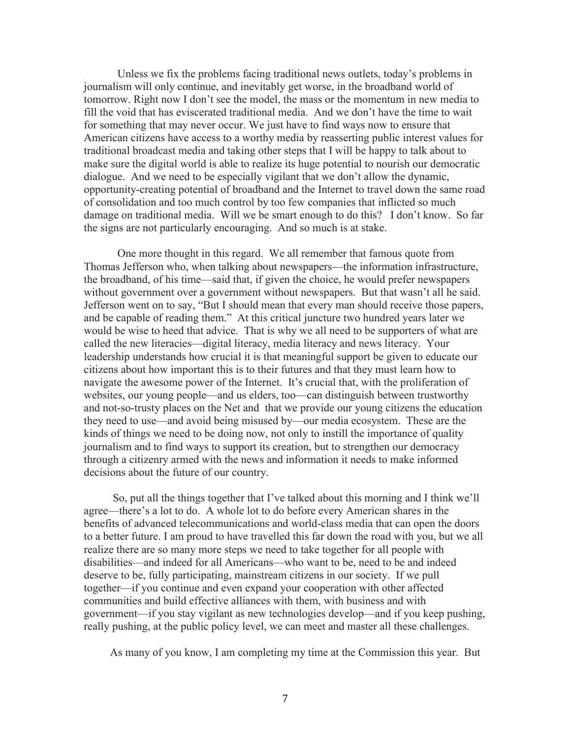Unless we fix the problems facing traditional news outlets, today's problems in journalism will only continue, and inevitably get worse, in the broadband world of tomorrow. Right now I don't see the model, the mass or the momentum in new media to fill the void that has eviscerated traditional media. And we don't have the time to wait for something that may never occur. We just have to find ways now to ensure that American citizens have access to a worthy media by reasserting public interest values for traditional broadcast media and taking other steps that I will be happy to talk about to make sure the digital world is able to realize its huge potential to nourish our democratic dialogue. And we need to be especially vigilant that we don't allow the dynamic, opportunity-creating potential of broadband and the Internet to travel down the same road of consolidation and too much control by too few companies that inflicted so much damage on traditional media. Will we be smart enough to do this? I don't know. So far the signs are not particularly encouraging. And so much is at stake.

One more thought in this regard. We all remember that famous quote from Thomas Jefferson who, when talking about newspapers—the information infrastructure, the broadband, of his time—said that, if given the choice, he would prefer newspapers without government over a government without newspapers. But that wasn't all he said. Jefferson went on to say, "But I should mean that every man should receive those papers, and be capable of reading them." At this critical juncture two hundred years later we would be wise to heed that advice. That is why we all need to be supporters of what are called the new literacies—digital literacy, media literacy and news literacy. Your leadership understands how crucial it is that meaningful support be given to educate our citizens about how important this is to their futures and that they must learn how to navigate the awesome power of the Internet. It's crucial that, with the proliferation of websites, our young people—and us elders, too—can distinguish between trustworthy and not-so-trusty places on the Net and that we provide our young citizens the education they need to use—and avoid being misused by—our media ecosystem. These are the kinds of things we need to be doing now, not only to instill the importance of quality journalism and to find ways to support its creation, but to strengthen our democracy through a citizenry armed with the news and information it needs to make informed decisions about the future of our country.

So, put all the things together that I've talked about this morning and I think we'll agree—there's a lot to do. A whole lot to do before every American shares in the benefits of advanced telecommunications and world-class media that can open the doors to a better future. I am proud to have travelled this far down the road with you, but we all realize there are so many more steps we need to take together for all people with disabilities—and indeed for all Americans—who want to be, need to be and indeed deserve to be, fully participating, mainstream citizens in our society. If we pull together—if you continue and even expand your cooperation with other affected communities and build effective alliances with them, with business and with government—if you stay vigilant as new technologies develop—and if you keep pushing, really pushing, at the public policy level, we can meet and master all these challenges.

As many of you know, I am completing my time at the Commission this year. But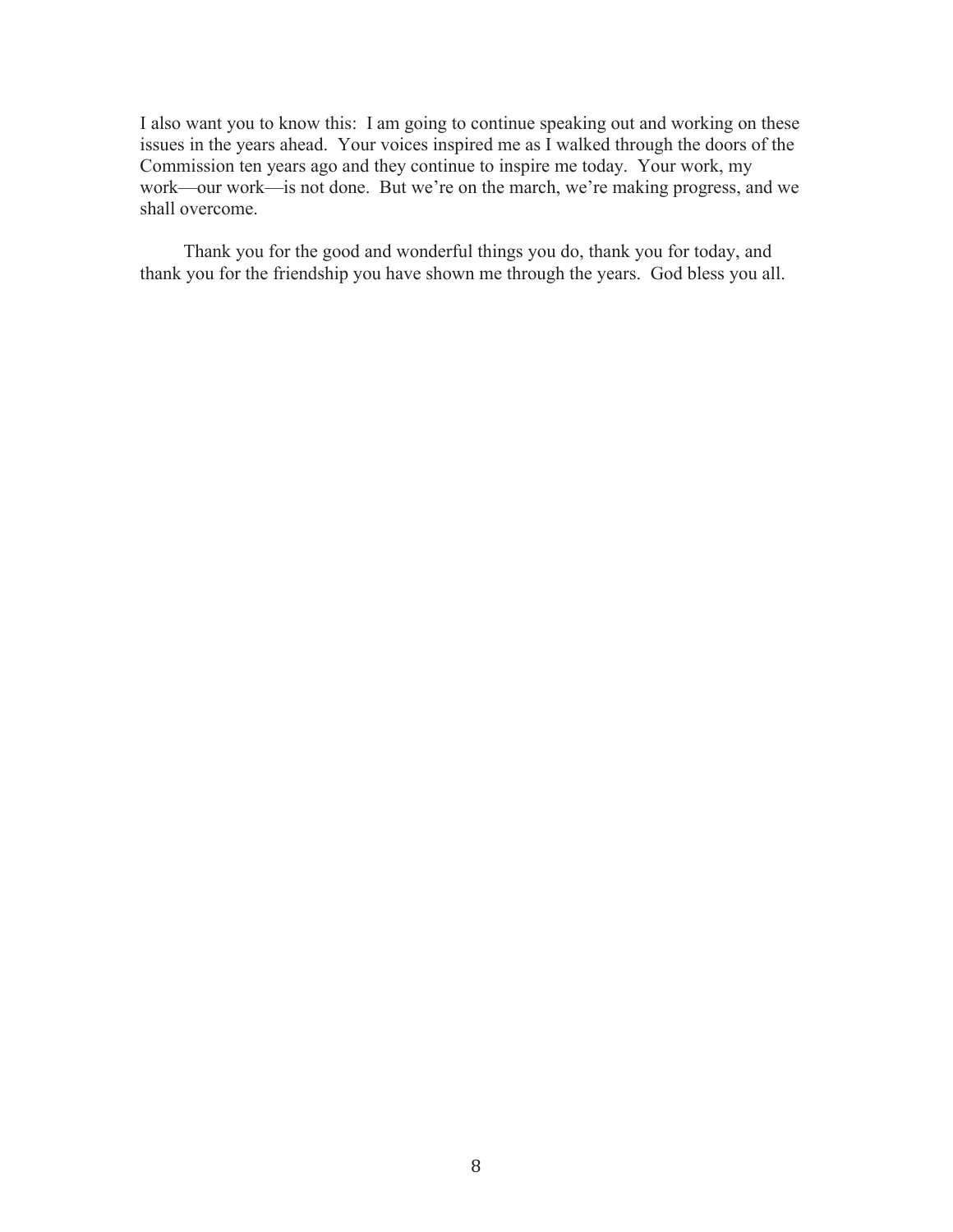I also want you to know this: I am going to continue speaking out and working on these issues in the years ahead. Your voices inspired me as I walked through the doors of the Commission ten years ago and they continue to inspire me today. Your work, my work—our work—is not done. But we're on the march, we're making progress, and we shall overcome.

Thank you for the good and wonderful things you do, thank you for today, and thank you for the friendship you have shown me through the years. God bless you all.